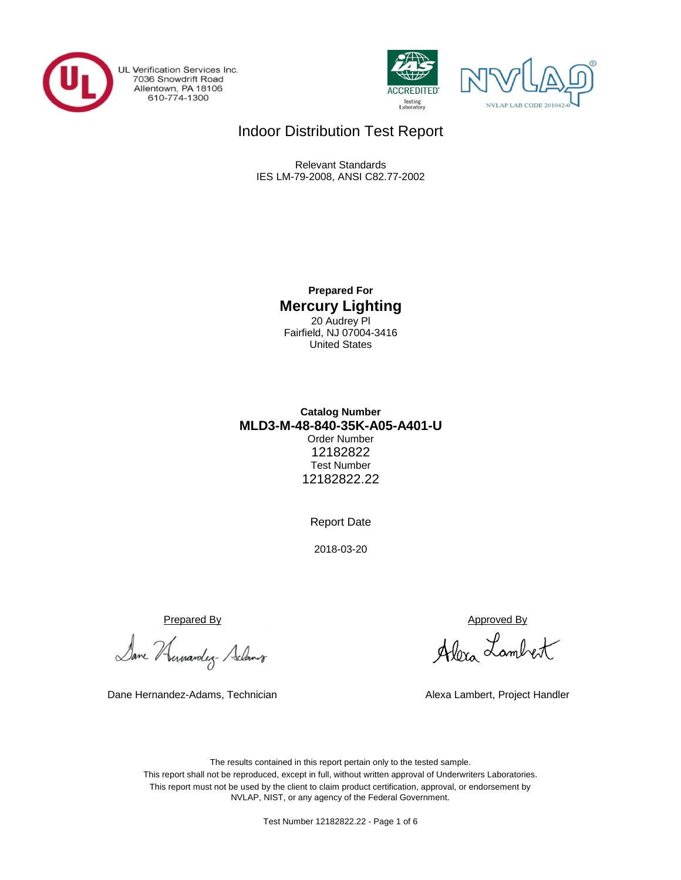UL Verification Services Inc.
7036 Snowdrift Road
Allentown, PA 18106
610-774-1300

IAS ACCREDITED Testing Laboratory

NVLAP LAB CODE 201042-0

# Indoor Distribution Test Report

Relevant Standards
IES LM-79-2008, ANSI C82.77-2002

**Prepared For**
**Mercury Lighting**
20 Audrey Pl
Fairfield, NJ 07004-3416
United States

**Catalog Number**
**MLD3-M-48-840-35K-A05-A401-U**
Order Number
12182822
Test Number
12182822.22

Report Date

2018-03-20

Prepared By

Dane Hernandez-Adams, Technician

Approved By

Alexa Lambert, Project Handler

The results contained in this report pertain only to the tested sample.
This report shall not be reproduced, except in full, without written approval of Underwriters Laboratories.
This report must not be used by the client to claim product certification, approval, or endorsement by NVLAP, NIST, or any agency of the Federal Government.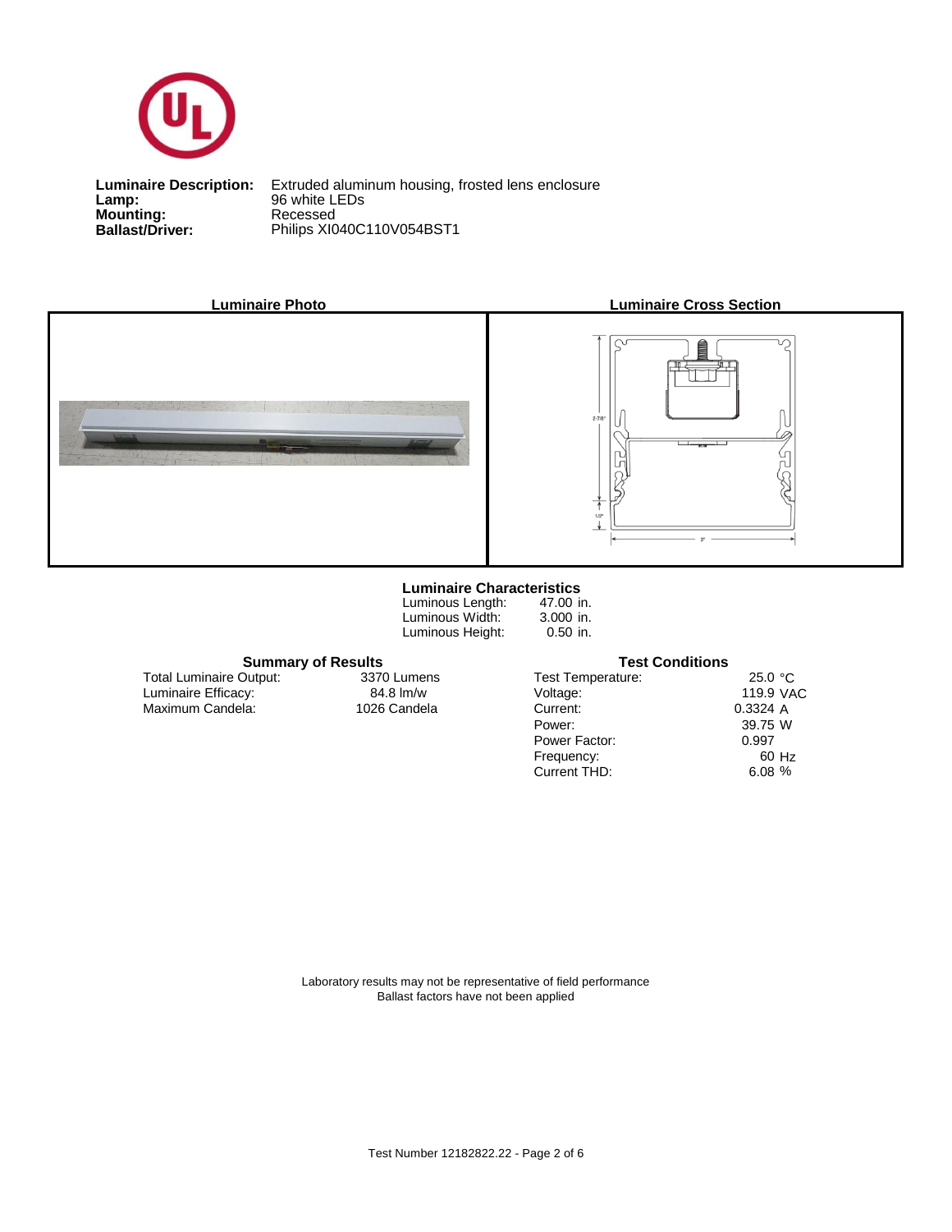**Luminaire Description:** Extruded aluminum housing, frosted lens enclosure
**Lamp:** 96 white LEDs
**Mounting:** Recessed
**Ballast/Driver:** Philips XI040C110V054BST1

**Luminaire Photo**

**Luminaire Cross Section**

**Luminaire Characteristics**

| | |
|---|---|
| Luminous Length: | 47.00 in. |
| Luminous Width: | 3.000 in. |
| Luminous Height: | 0.50 in. |

**Summary of Results**

| | |
|---|---|
| Total Luminaire Output: | 3370 Lumens |
| Luminaire Efficacy: | 84.8 lm/w |
| Maximum Candela: | 1026 Candela |

**Test Conditions**

| | |
|---|---|
| Test Temperature: | 25.0 °C |
| Voltage: | 119.9 VAC |
| Current: | 0.3324 A |
| Power: | 39.75 W |
| Power Factor: | 0.997 |
| Frequency: | 60 Hz |
| Current THD: | 6.08 % |

Laboratory results may not be representative of field performance
Ballast factors have not been applied

Test Number 12182822.22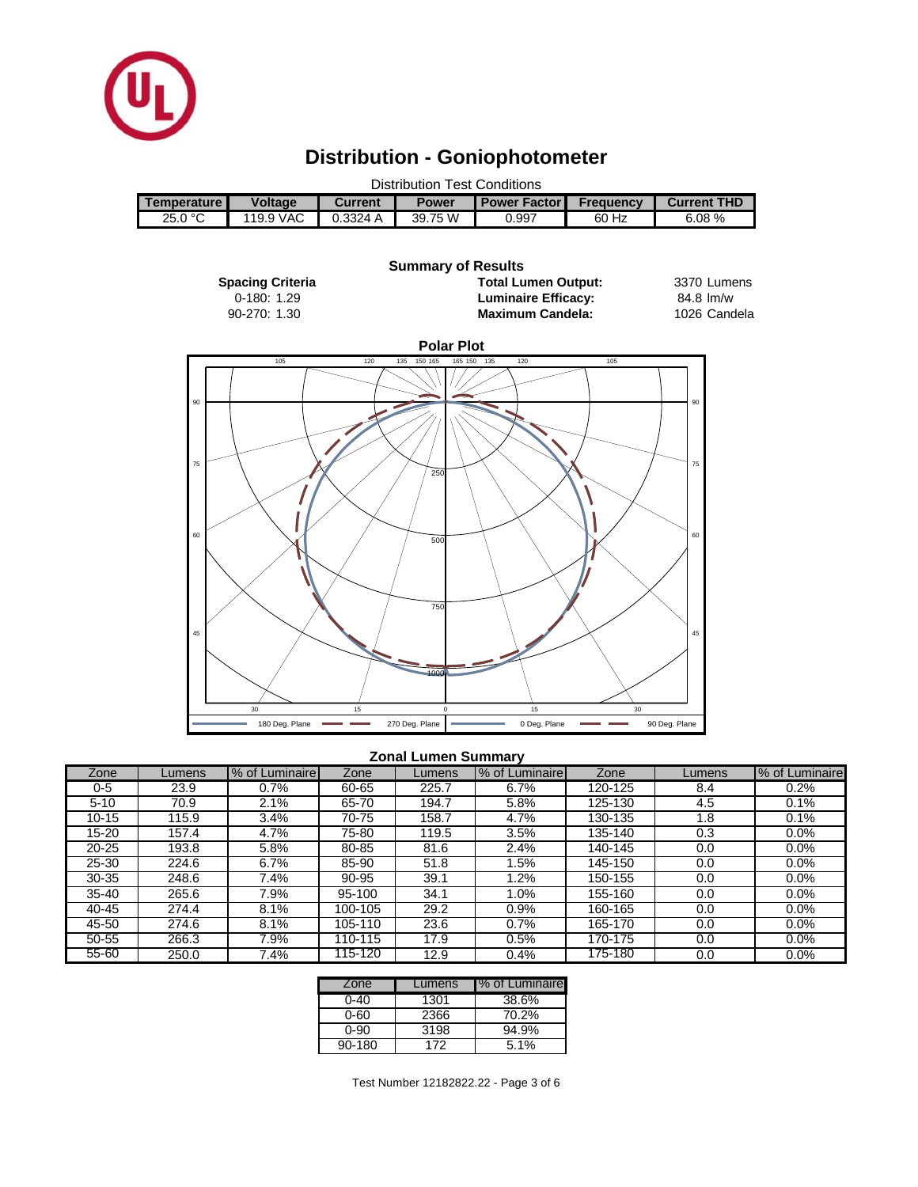# Distribution - Goniophotometer

Distribution Test Conditions

| Temperature | Voltage | Current | Power | Power Factor | Frequency | Current THD |
|---|---|---|---|---|---|---|
| 25.0 °C | 119.9 VAC | 0.3324 A | 39.75 W | 0.997 | 60 Hz | 6.08 % |

## Summary of Results

**Spacing Criteria**

0-180: 1.29

90-270: 1.30

**Total Lumen Output:** 3370 Lumens

**Luminaire Efficacy:** 84.8 lm/w

**Maximum Candela:** 1026 Candela

### Polar Plot

180 Deg. Plane — 270 Deg. Plane — 0 Deg. Plane — 90 Deg. Plane

### Zonal Lumen Summary

| Zone | Lumens | % of Luminaire | Zone | Lumens | % of Luminaire | Zone | Lumens | % of Luminaire |
|---|---|---|---|---|---|---|---|---|
| 0-5 | 23.9 | 0.7% | 60-65 | 225.7 | 6.7% | 120-125 | 8.4 | 0.2% |
| 5-10 | 70.9 | 2.1% | 65-70 | 194.7 | 5.8% | 125-130 | 4.5 | 0.1% |
| 10-15 | 115.9 | 3.4% | 70-75 | 158.7 | 4.7% | 130-135 | 1.8 | 0.1% |
| 15-20 | 157.4 | 4.7% | 75-80 | 119.5 | 3.5% | 135-140 | 0.3 | 0.0% |
| 20-25 | 193.8 | 5.8% | 80-85 | 81.6 | 2.4% | 140-145 | 0.0 | 0.0% |
| 25-30 | 224.6 | 6.7% | 85-90 | 51.8 | 1.5% | 145-150 | 0.0 | 0.0% |
| 30-35 | 248.6 | 7.4% | 90-95 | 39.1 | 1.2% | 150-155 | 0.0 | 0.0% |
| 35-40 | 265.6 | 7.9% | 95-100 | 34.1 | 1.0% | 155-160 | 0.0 | 0.0% |
| 40-45 | 274.4 | 8.1% | 100-105 | 29.2 | 0.9% | 160-165 | 0.0 | 0.0% |
| 45-50 | 274.6 | 8.1% | 105-110 | 23.6 | 0.7% | 165-170 | 0.0 | 0.0% |
| 50-55 | 266.3 | 7.9% | 110-115 | 17.9 | 0.5% | 170-175 | 0.0 | 0.0% |
| 55-60 | 250.0 | 7.4% | 115-120 | 12.9 | 0.4% | 175-180 | 0.0 | 0.0% |

| Zone | Lumens | % of Luminaire |
|---|---|---|
| 0-40 | 1301 | 38.6% |
| 0-60 | 2366 | 70.2% |
| 0-90 | 3198 | 94.9% |
| 90-180 | 172 | 5.1% |

Test Number 12182822.22 - Page 3 of 6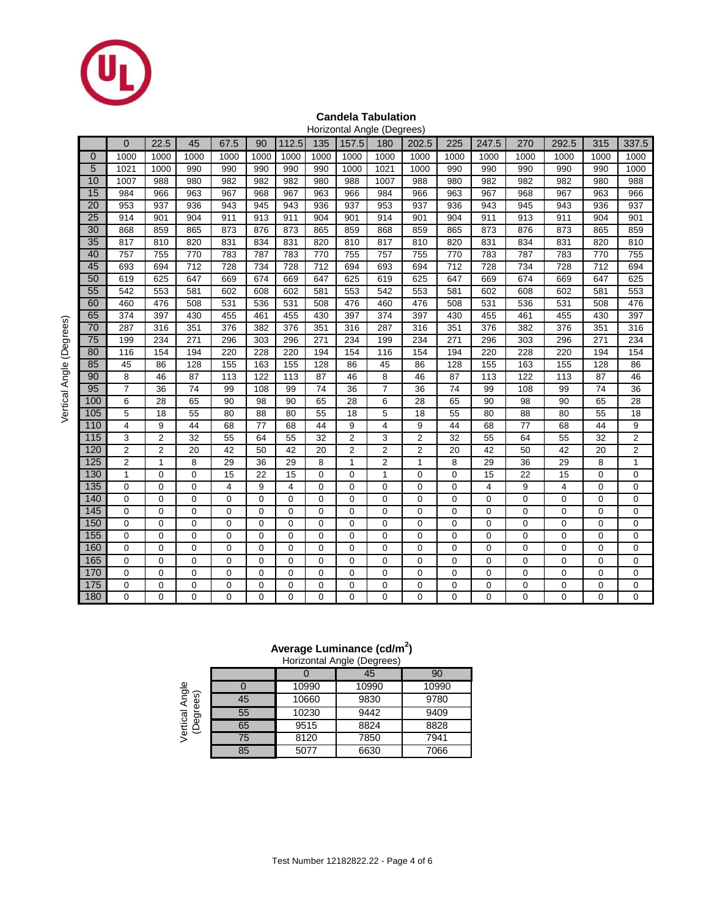## Candela Tabulation

Horizontal Angle (Degrees)

| Vertical Angle (Degrees) | 0 | 22.5 | 45 | 67.5 | 90 | 112.5 | 135 | 157.5 | 180 | 202.5 | 225 | 247.5 | 270 | 292.5 | 315 | 337.5 |
|---|---|---|---|---|---|---|---|---|---|---|---|---|---|---|---|---|
| 0 | 1000 | 1000 | 1000 | 1000 | 1000 | 1000 | 1000 | 1000 | 1000 | 1000 | 1000 | 1000 | 1000 | 1000 | 1000 | 1000 |
| 5 | 1021 | 1000 | 990 | 990 | 990 | 990 | 990 | 1000 | 1021 | 1000 | 990 | 990 | 990 | 990 | 990 | 1000 |
| 10 | 1007 | 988 | 980 | 982 | 982 | 982 | 980 | 988 | 1007 | 988 | 980 | 982 | 982 | 982 | 980 | 988 |
| 15 | 984 | 966 | 963 | 967 | 968 | 967 | 963 | 966 | 984 | 966 | 963 | 967 | 968 | 967 | 963 | 966 |
| 20 | 953 | 937 | 936 | 943 | 945 | 943 | 936 | 937 | 953 | 937 | 936 | 943 | 945 | 943 | 936 | 937 |
| 25 | 914 | 901 | 904 | 911 | 913 | 911 | 904 | 901 | 914 | 901 | 904 | 911 | 913 | 911 | 904 | 901 |
| 30 | 868 | 859 | 865 | 873 | 876 | 873 | 865 | 859 | 868 | 859 | 865 | 873 | 876 | 873 | 865 | 859 |
| 35 | 817 | 810 | 820 | 831 | 834 | 831 | 820 | 810 | 817 | 810 | 820 | 831 | 834 | 831 | 820 | 810 |
| 40 | 757 | 755 | 770 | 783 | 787 | 783 | 770 | 755 | 757 | 755 | 770 | 783 | 787 | 783 | 770 | 755 |
| 45 | 693 | 694 | 712 | 728 | 734 | 728 | 712 | 694 | 693 | 694 | 712 | 728 | 734 | 728 | 712 | 694 |
| 50 | 619 | 625 | 647 | 669 | 674 | 669 | 647 | 625 | 619 | 625 | 647 | 669 | 674 | 669 | 647 | 625 |
| 55 | 542 | 553 | 581 | 602 | 608 | 602 | 581 | 553 | 542 | 553 | 581 | 602 | 608 | 602 | 581 | 553 |
| 60 | 460 | 476 | 508 | 531 | 536 | 531 | 508 | 476 | 460 | 476 | 508 | 531 | 536 | 531 | 508 | 476 |
| 65 | 374 | 397 | 430 | 455 | 461 | 455 | 430 | 397 | 374 | 397 | 430 | 455 | 461 | 455 | 430 | 397 |
| 70 | 287 | 316 | 351 | 376 | 382 | 376 | 351 | 316 | 287 | 316 | 351 | 376 | 382 | 376 | 351 | 316 |
| 75 | 199 | 234 | 271 | 296 | 303 | 296 | 271 | 234 | 199 | 234 | 271 | 296 | 303 | 296 | 271 | 234 |
| 80 | 116 | 154 | 194 | 220 | 228 | 220 | 194 | 154 | 116 | 154 | 194 | 220 | 228 | 220 | 194 | 154 |
| 85 | 45 | 86 | 128 | 155 | 163 | 155 | 128 | 86 | 45 | 86 | 128 | 155 | 163 | 155 | 128 | 86 |
| 90 | 8 | 46 | 87 | 113 | 122 | 113 | 87 | 46 | 8 | 46 | 87 | 113 | 122 | 113 | 87 | 46 |
| 95 | 7 | 36 | 74 | 99 | 108 | 99 | 74 | 36 | 7 | 36 | 74 | 99 | 108 | 99 | 74 | 36 |
| 100 | 6 | 28 | 65 | 90 | 98 | 90 | 65 | 28 | 6 | 28 | 65 | 90 | 98 | 90 | 65 | 28 |
| 105 | 5 | 18 | 55 | 80 | 88 | 80 | 55 | 18 | 5 | 18 | 55 | 80 | 88 | 80 | 55 | 18 |
| 110 | 4 | 9 | 44 | 68 | 77 | 68 | 44 | 9 | 4 | 9 | 44 | 68 | 77 | 68 | 44 | 9 |
| 115 | 3 | 2 | 32 | 55 | 64 | 55 | 32 | 2 | 3 | 2 | 32 | 55 | 64 | 55 | 32 | 2 |
| 120 | 2 | 2 | 20 | 42 | 50 | 42 | 20 | 2 | 2 | 2 | 20 | 42 | 50 | 42 | 20 | 2 |
| 125 | 2 | 1 | 8 | 29 | 36 | 29 | 8 | 1 | 2 | 1 | 8 | 29 | 36 | 29 | 8 | 1 |
| 130 | 1 | 0 | 0 | 15 | 22 | 15 | 0 | 0 | 1 | 0 | 0 | 15 | 22 | 15 | 0 | 0 |
| 135 | 0 | 0 | 0 | 4 | 9 | 4 | 0 | 0 | 0 | 0 | 0 | 4 | 9 | 4 | 0 | 0 |
| 140 | 0 | 0 | 0 | 0 | 0 | 0 | 0 | 0 | 0 | 0 | 0 | 0 | 0 | 0 | 0 | 0 |
| 145 | 0 | 0 | 0 | 0 | 0 | 0 | 0 | 0 | 0 | 0 | 0 | 0 | 0 | 0 | 0 | 0 |
| 150 | 0 | 0 | 0 | 0 | 0 | 0 | 0 | 0 | 0 | 0 | 0 | 0 | 0 | 0 | 0 | 0 |
| 155 | 0 | 0 | 0 | 0 | 0 | 0 | 0 | 0 | 0 | 0 | 0 | 0 | 0 | 0 | 0 | 0 |
| 160 | 0 | 0 | 0 | 0 | 0 | 0 | 0 | 0 | 0 | 0 | 0 | 0 | 0 | 0 | 0 | 0 |
| 165 | 0 | 0 | 0 | 0 | 0 | 0 | 0 | 0 | 0 | 0 | 0 | 0 | 0 | 0 | 0 | 0 |
| 170 | 0 | 0 | 0 | 0 | 0 | 0 | 0 | 0 | 0 | 0 | 0 | 0 | 0 | 0 | 0 | 0 |
| 175 | 0 | 0 | 0 | 0 | 0 | 0 | 0 | 0 | 0 | 0 | 0 | 0 | 0 | 0 | 0 | 0 |
| 180 | 0 | 0 | 0 | 0 | 0 | 0 | 0 | 0 | 0 | 0 | 0 | 0 | 0 | 0 | 0 | 0 |

## Average Luminance (cd/m$^2$)

Horizontal Angle (Degrees)

| Vertical Angle (Degrees) | 0 | 45 | 90 |
|---|---|---|---|
| 0 | 10990 | 10990 | 10990 |
| 45 | 10660 | 9830 | 9780 |
| 55 | 10230 | 9442 | 9409 |
| 65 | 9515 | 8824 | 8828 |
| 75 | 8120 | 7850 | 7941 |
| 85 | 5077 | 6630 | 7066 |

Test Number 12182822.22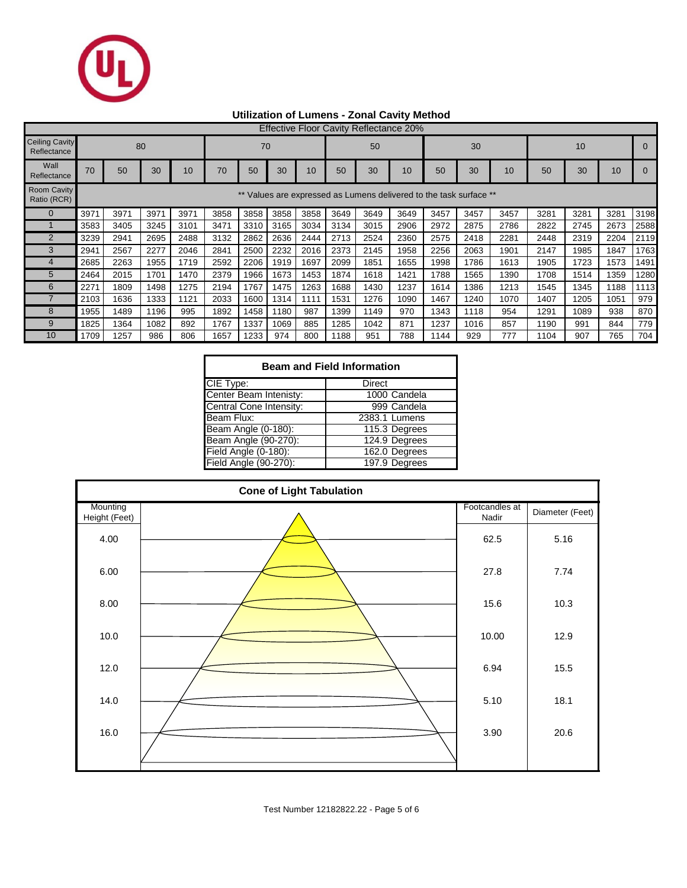## Utilization of Lumens - Zonal Cavity Method

Effective Floor Cavity Reflectance 20%

| Ceiling Cavity Reflectance | 80 | | | | 70 | | | | 50 | | | 30 | | | 10 | | | 0 |
|---|---|---|---|---|---|---|---|---|---|---|---|---|---|---|---|---|---|---|
| Wall Reflectance | 70 | 50 | 30 | 10 | 70 | 50 | 30 | 10 | 50 | 30 | 10 | 50 | 30 | 10 | 50 | 30 | 10 | 0 |
| Room Cavity Ratio (RCR) | ** Values are expressed as Lumens delivered to the task surface ** | | | | | | | | | | | | | | | | | |
| 0 | 3971 | 3971 | 3971 | 3971 | 3858 | 3858 | 3858 | 3858 | 3649 | 3649 | 3649 | 3457 | 3457 | 3457 | 3281 | 3281 | 3281 | 3198 |
| 1 | 3583 | 3405 | 3245 | 3101 | 3471 | 3310 | 3165 | 3034 | 3134 | 3015 | 2906 | 2972 | 2875 | 2786 | 2822 | 2745 | 2673 | 2588 |
| 2 | 3239 | 2941 | 2695 | 2488 | 3132 | 2862 | 2636 | 2444 | 2713 | 2524 | 2360 | 2575 | 2418 | 2281 | 2448 | 2319 | 2204 | 2119 |
| 3 | 2941 | 2567 | 2277 | 2046 | 2841 | 2500 | 2232 | 2016 | 2373 | 2145 | 1958 | 2256 | 2063 | 1901 | 2147 | 1985 | 1847 | 1763 |
| 4 | 2685 | 2263 | 1955 | 1719 | 2592 | 2206 | 1919 | 1697 | 2099 | 1851 | 1655 | 1998 | 1786 | 1613 | 1905 | 1723 | 1573 | 1491 |
| 5 | 2464 | 2015 | 1701 | 1470 | 2379 | 1966 | 1673 | 1453 | 1874 | 1618 | 1421 | 1788 | 1565 | 1390 | 1708 | 1514 | 1359 | 1280 |
| 6 | 2271 | 1809 | 1498 | 1275 | 2194 | 1767 | 1475 | 1263 | 1688 | 1430 | 1237 | 1614 | 1386 | 1213 | 1545 | 1345 | 1188 | 1113 |
| 7 | 2103 | 1636 | 1333 | 1121 | 2033 | 1600 | 1314 | 1111 | 1531 | 1276 | 1090 | 1467 | 1240 | 1070 | 1407 | 1205 | 1051 | 979 |
| 8 | 1955 | 1489 | 1196 | 995 | 1892 | 1458 | 1180 | 987 | 1399 | 1149 | 970 | 1343 | 1118 | 954 | 1291 | 1089 | 938 | 870 |
| 9 | 1825 | 1364 | 1082 | 892 | 1767 | 1337 | 1069 | 885 | 1285 | 1042 | 871 | 1237 | 1016 | 857 | 1190 | 991 | 844 | 779 |
| 10 | 1709 | 1257 | 986 | 806 | 1657 | 1233 | 974 | 800 | 1188 | 951 | 788 | 1144 | 929 | 777 | 1104 | 907 | 765 | 704 |

### Beam and Field Information

| | |
|---|---|
| CIE Type: | Direct |
| Center Beam Intenisty: | 1000 Candela |
| Central Cone Intensity: | 999 Candela |
| Beam Flux: | 2383.1 Lumens |
| Beam Angle (0-180): | 115.3 Degrees |
| Beam Angle (90-270): | 124.9 Degrees |
| Field Angle (0-180): | 162.0 Degrees |
| Field Angle (90-270): | 197.9 Degrees |

### Cone of Light Tabulation

| Mounting Height (Feet) | Footcandles at Nadir | Diameter (Feet) |
|---|---|---|
| 4.00 | 62.5 | 5.16 |
| 6.00 | 27.8 | 7.74 |
| 8.00 | 15.6 | 10.3 |
| 10.0 | 10.00 | 12.9 |
| 12.0 | 6.94 | 15.5 |
| 14.0 | 5.10 | 18.1 |
| 16.0 | 3.90 | 20.6 |

Test Number 12182822.22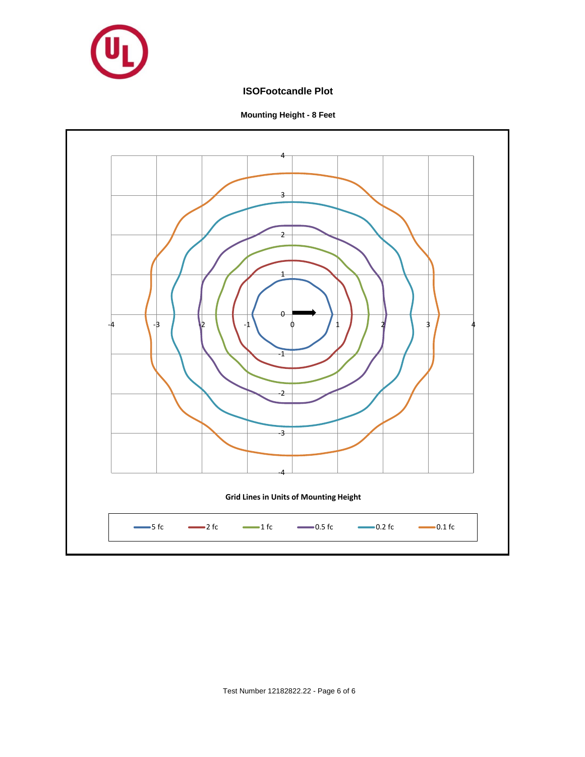# ISOFootcandle Plot

**Mounting Height - 8 Feet**

4
3
2
1
0
-1
-2
-3
-4

-4 -3 -2 -1 0 1 2 3 4

**Grid Lines in Units of Mounting Height**

5 fc
2 fc
1 fc
0.5 fc
0.2 fc
0.1 fc

Test Number 12182822.22